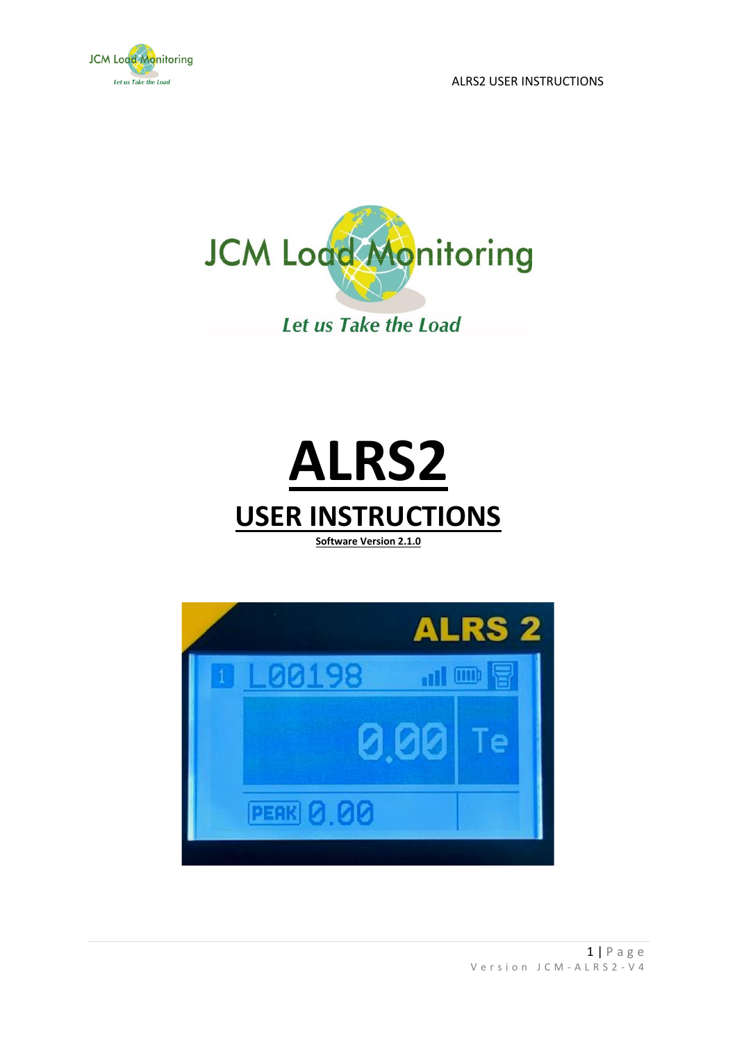JCM Load Monitoring

*Let us Take the Load*

# ALRS2

## USER INSTRUCTIONS

**Software Version 2.1.0**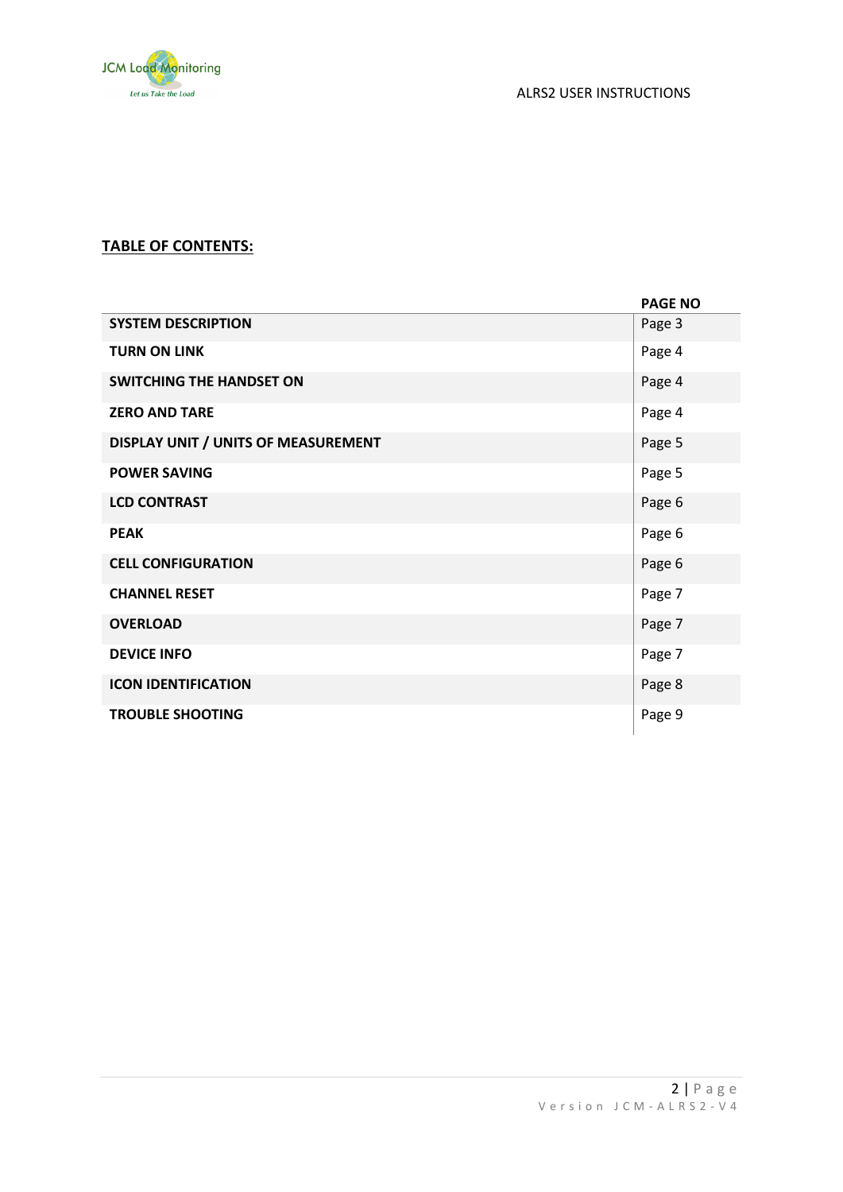**TABLE OF CONTENTS:**

| | PAGE NO |
|---|---|
| **SYSTEM DESCRIPTION** | Page 3 |
| **TURN ON LINK** | Page 4 |
| **SWITCHING THE HANDSET ON** | Page 4 |
| **ZERO AND TARE** | Page 4 |
| **DISPLAY UNIT / UNITS OF MEASUREMENT** | Page 5 |
| **POWER SAVING** | Page 5 |
| **LCD CONTRAST** | Page 6 |
| **PEAK** | Page 6 |
| **CELL CONFIGURATION** | Page 6 |
| **CHANNEL RESET** | Page 7 |
| **OVERLOAD** | Page 7 |
| **DEVICE INFO** | Page 7 |
| **ICON IDENTIFICATION** | Page 8 |
| **TROUBLE SHOOTING** | Page 9 |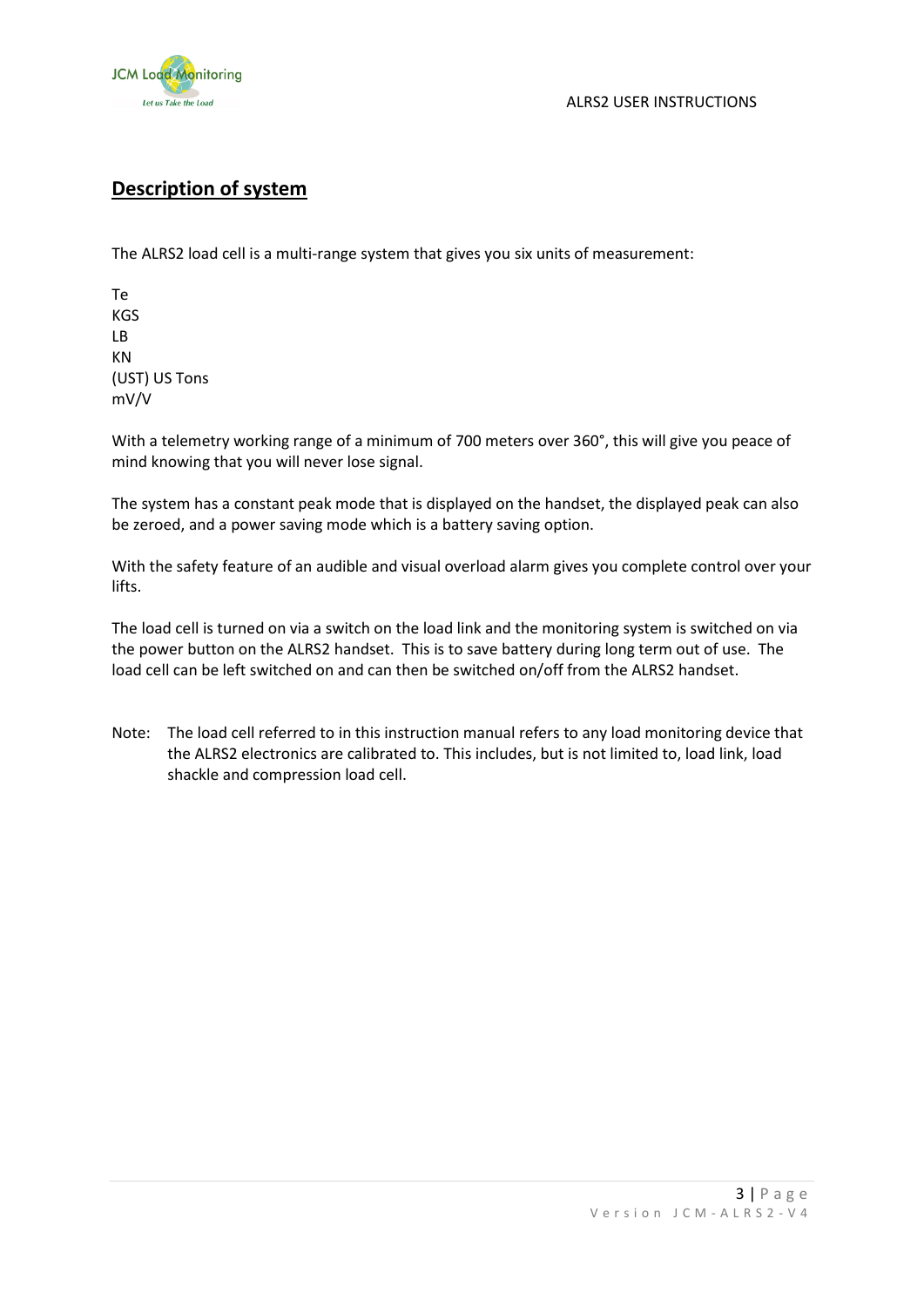## Description of system

The ALRS2 load cell is a multi-range system that gives you six units of measurement:

Te
KGS
LB
KN
(UST) US Tons
mV/V

With a telemetry working range of a minimum of 700 meters over 360°, this will give you peace of mind knowing that you will never lose signal.

The system has a constant peak mode that is displayed on the handset, the displayed peak can also be zeroed, and a power saving mode which is a battery saving option.

With the safety feature of an audible and visual overload alarm gives you complete control over your lifts.

The load cell is turned on via a switch on the load link and the monitoring system is switched on via the power button on the ALRS2 handset. This is to save battery during long term out of use. The load cell can be left switched on and can then be switched on/off from the ALRS2 handset.

Note: The load cell referred to in this instruction manual refers to any load monitoring device that the ALRS2 electronics are calibrated to. This includes, but is not limited to, load link, load shackle and compression load cell.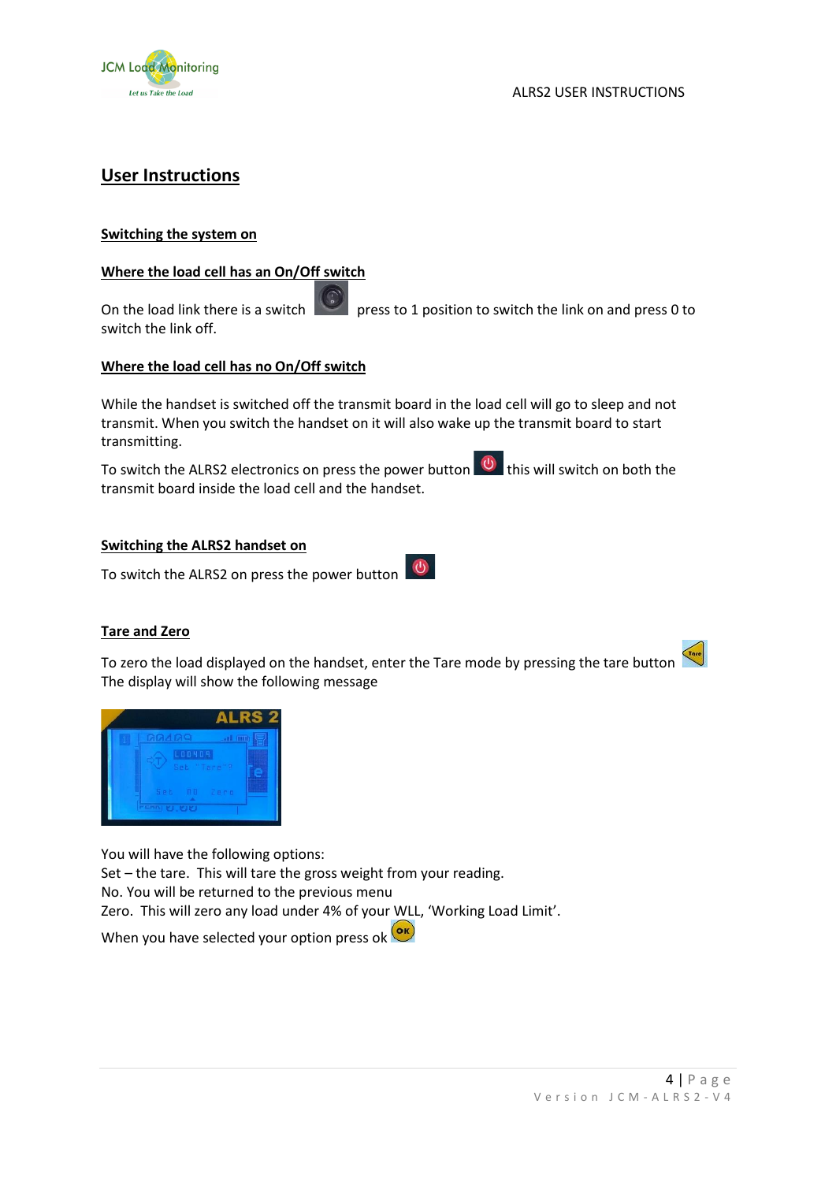# User Instructions

## Switching the system on

### Where the load cell has an On/Off switch

On the load link there is a switch press to 1 position to switch the link on and press 0 to switch the link off.

### Where the load cell has no On/Off switch

While the handset is switched off the transmit board in the load cell will go to sleep and not transmit. When you switch the handset on it will also wake up the transmit board to start transmitting.

To switch the ALRS2 electronics on press the power button this will switch on both the transmit board inside the load cell and the handset.

## Switching the ALRS2 handset on

To switch the ALRS2 on press the power button

## Tare and Zero

To zero the load displayed on the handset, enter the Tare mode by pressing the tare button
The display will show the following message

You will have the following options:
Set – the tare. This will tare the gross weight from your reading.
No. You will be returned to the previous menu
Zero. This will zero any load under 4% of your WLL, 'Working Load Limit'.

When you have selected your option press ok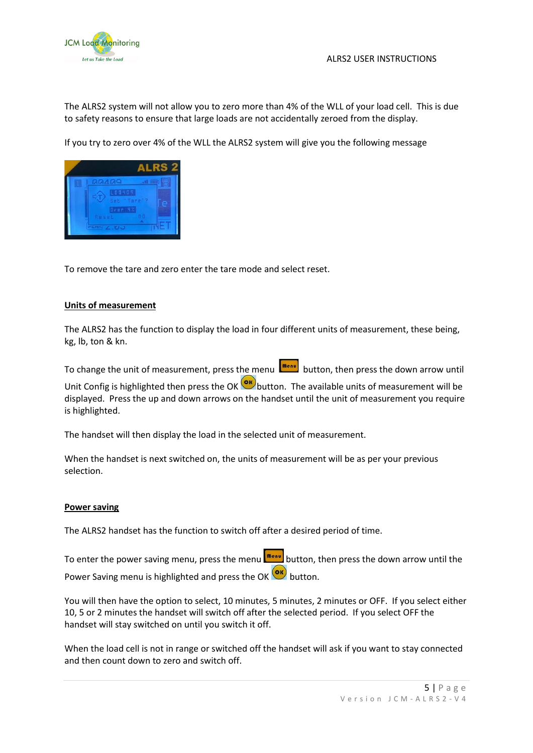The ALRS2 system will not allow you to zero more than 4% of the WLL of your load cell. This is due to safety reasons to ensure that large loads are not accidentally zeroed from the display.

If you try to zero over 4% of the WLL the ALRS2 system will give you the following message

To remove the tare and zero enter the tare mode and select reset.

## Units of measurement

The ALRS2 has the function to display the load in four different units of measurement, these being, kg, lb, ton & kn.

To change the unit of measurement, press the menu button, then press the down arrow until Unit Config is highlighted then press the OK button. The available units of measurement will be displayed. Press the up and down arrows on the handset until the unit of measurement you require is highlighted.

The handset will then display the load in the selected unit of measurement.

When the handset is next switched on, the units of measurement will be as per your previous selection.

## Power saving

The ALRS2 handset has the function to switch off after a desired period of time.

To enter the power saving menu, press the menu button, then press the down arrow until the Power Saving menu is highlighted and press the OK button.

You will then have the option to select, 10 minutes, 5 minutes, 2 minutes or OFF. If you select either 10, 5 or 2 minutes the handset will switch off after the selected period. If you select OFF the handset will stay switched on until you switch it off.

When the load cell is not in range or switched off the handset will ask if you want to stay connected and then count down to zero and switch off.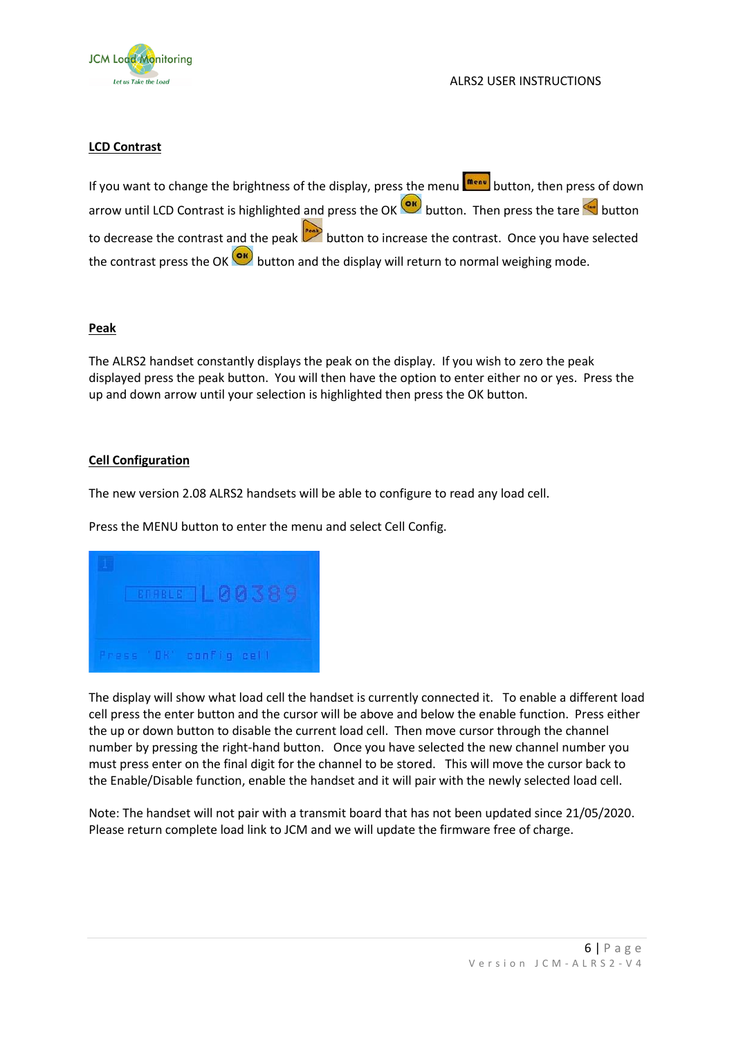## LCD Contrast

If you want to change the brightness of the display, press the menu button, then press of down arrow until LCD Contrast is highlighted and press the OK button. Then press the tare button to decrease the contrast and the peak button to increase the contrast. Once you have selected the contrast press the OK button and the display will return to normal weighing mode.

## Peak

The ALRS2 handset constantly displays the peak on the display. If you wish to zero the peak displayed press the peak button. You will then have the option to enter either no or yes. Press the up and down arrow until your selection is highlighted then press the OK button.

## Cell Configuration

The new version 2.08 ALRS2 handsets will be able to configure to read any load cell.

Press the MENU button to enter the menu and select Cell Config.

The display will show what load cell the handset is currently connected it. To enable a different load cell press the enter button and the cursor will be above and below the enable function. Press either the up or down button to disable the current load cell. Then move cursor through the channel number by pressing the right-hand button. Once you have selected the new channel number you must press enter on the final digit for the channel to be stored. This will move the cursor back to the Enable/Disable function, enable the handset and it will pair with the newly selected load cell.

Note: The handset will not pair with a transmit board that has not been updated since 21/05/2020. Please return complete load link to JCM and we will update the firmware free of charge.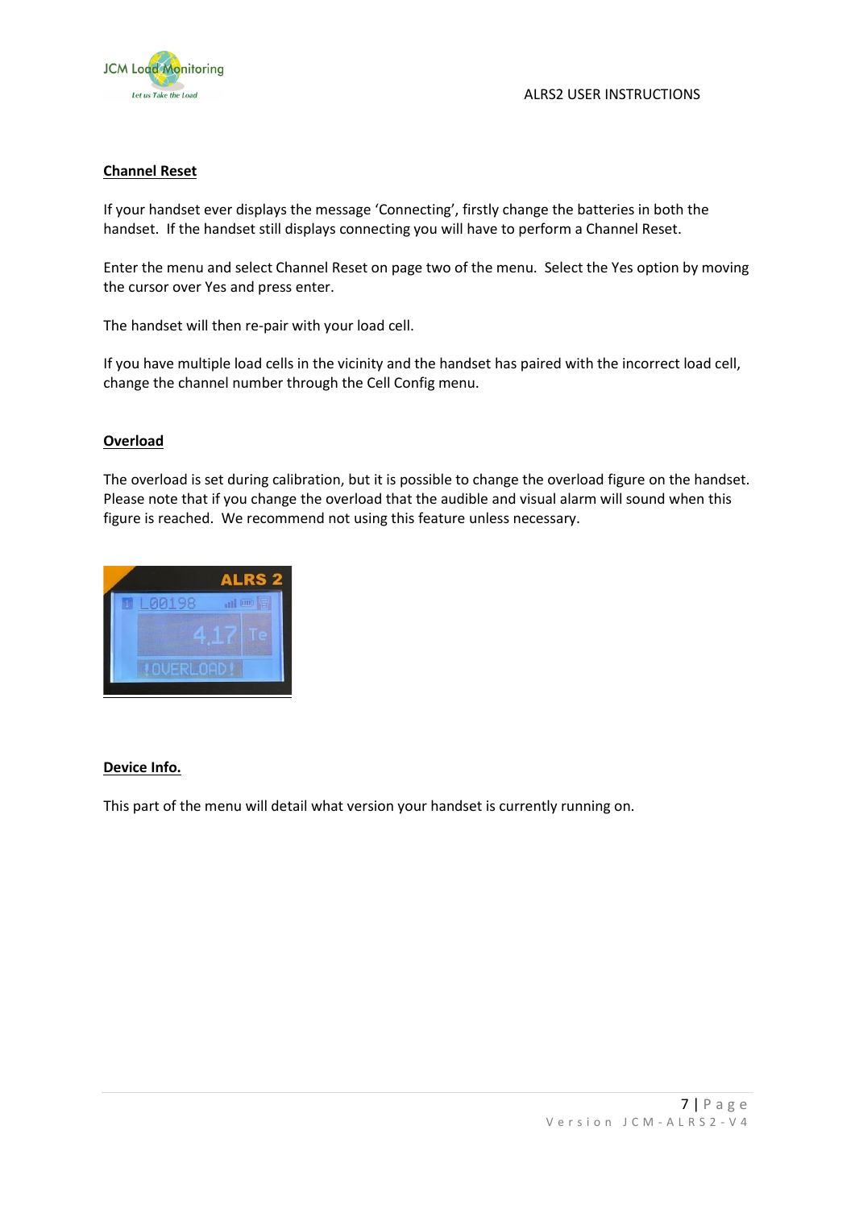## Channel Reset

If your handset ever displays the message 'Connecting', firstly change the batteries in both the handset. If the handset still displays connecting you will have to perform a Channel Reset.

Enter the menu and select Channel Reset on page two of the menu. Select the Yes option by moving the cursor over Yes and press enter.

The handset will then re-pair with your load cell.

If you have multiple load cells in the vicinity and the handset has paired with the incorrect load cell, change the channel number through the Cell Config menu.

## Overload

The overload is set during calibration, but it is possible to change the overload figure on the handset. Please note that if you change the overload that the audible and visual alarm will sound when this figure is reached. We recommend not using this feature unless necessary.

## Device Info.

This part of the menu will detail what version your handset is currently running on.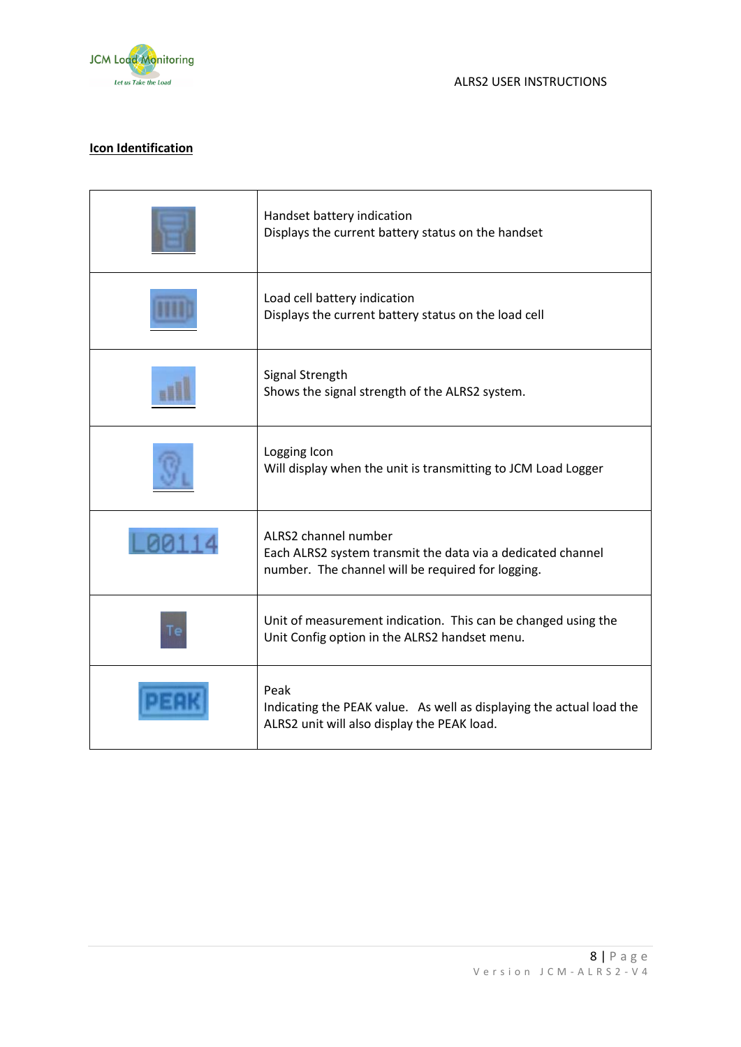## Icon Identification

| Icon | Description |
|---|---|
| | Handset battery indication<br>Displays the current battery status on the handset |
| | Load cell battery indication<br>Displays the current battery status on the load cell |
| | Signal Strength<br>Shows the signal strength of the ALRS2 system. |
| | Logging Icon<br>Will display when the unit is transmitting to JCM Load Logger |
| L00114 | ALRS2 channel number<br>Each ALRS2 system transmit the data via a dedicated channel number. The channel will be required for logging. |
| Te | Unit of measurement indication. This can be changed using the Unit Config option in the ALRS2 handset menu. |
| PEAK | Peak<br>Indicating the PEAK value. As well as displaying the actual load the ALRS2 unit will also display the PEAK load. |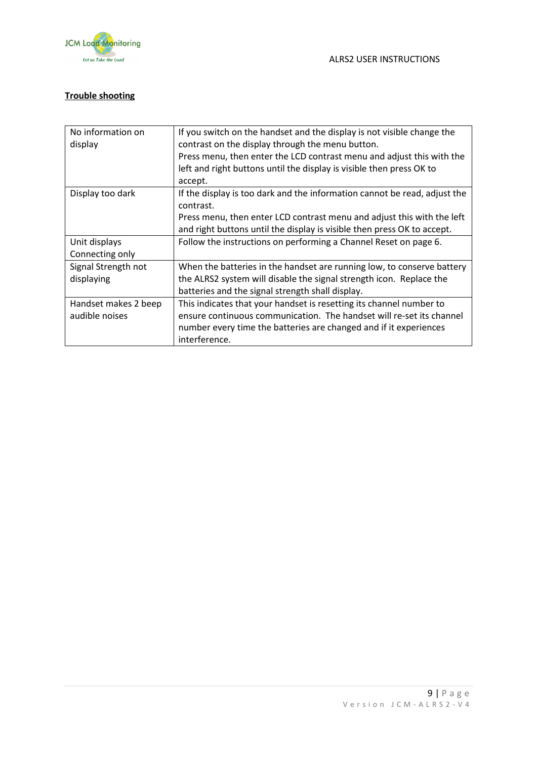**Trouble shooting**

| | |
|---|---|
| No information on display | If you switch on the handset and the display is not visible change the contrast on the display through the menu button. Press menu, then enter the LCD contrast menu and adjust this with the left and right buttons until the display is visible then press OK to accept. |
| Display too dark | If the display is too dark and the information cannot be read, adjust the contrast. Press menu, then enter LCD contrast menu and adjust this with the left and right buttons until the display is visible then press OK to accept. |
| Unit displays Connecting only | Follow the instructions on performing a Channel Reset on page 6. |
| Signal Strength not displaying | When the batteries in the handset are running low, to conserve battery the ALRS2 system will disable the signal strength icon. Replace the batteries and the signal strength shall display. |
| Handset makes 2 beep audible noises | This indicates that your handset is resetting its channel number to ensure continuous communication. The handset will re-set its channel number every time the batteries are changed and if it experiences interference. |